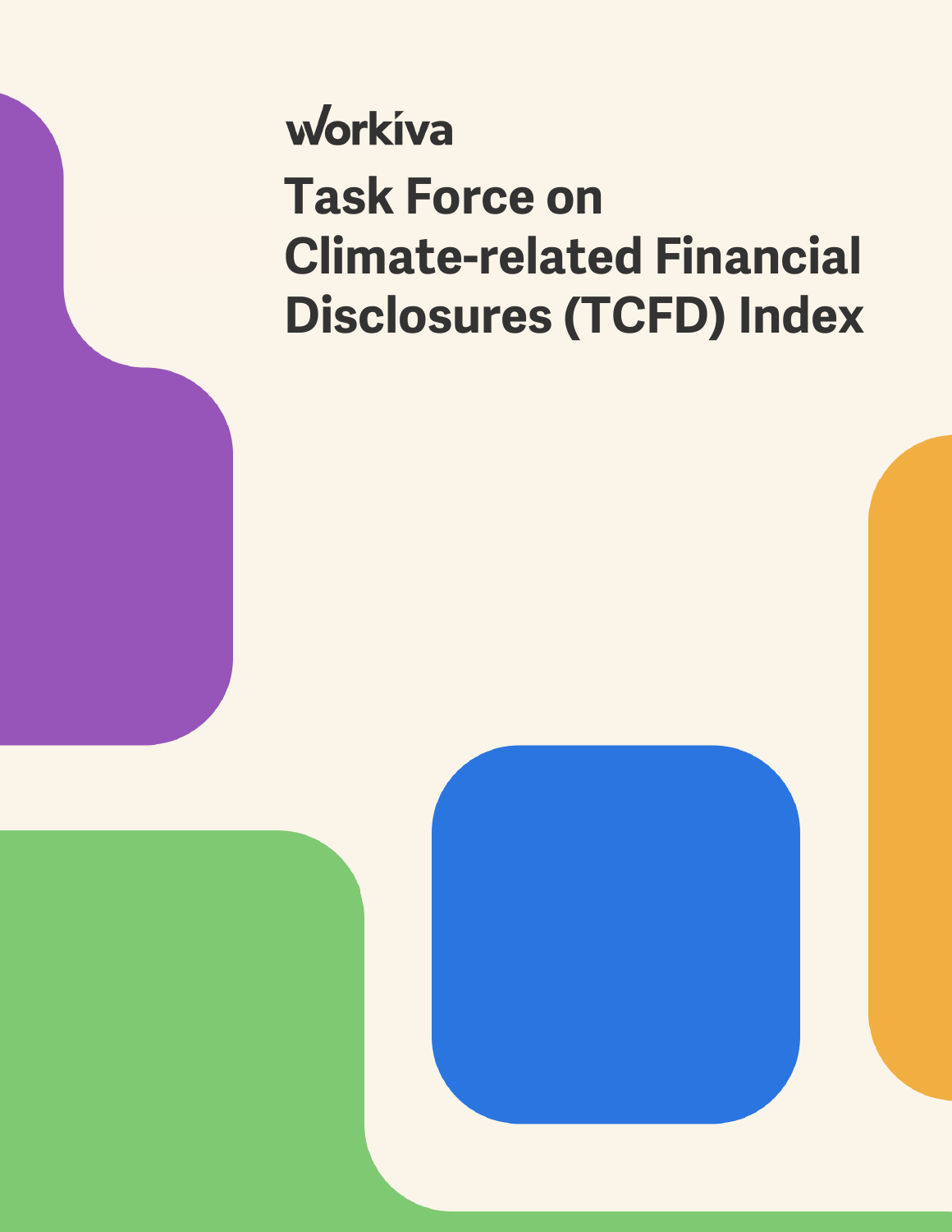workiva

# Task Force on Climate-related Financial Disclosures (TCFD) Index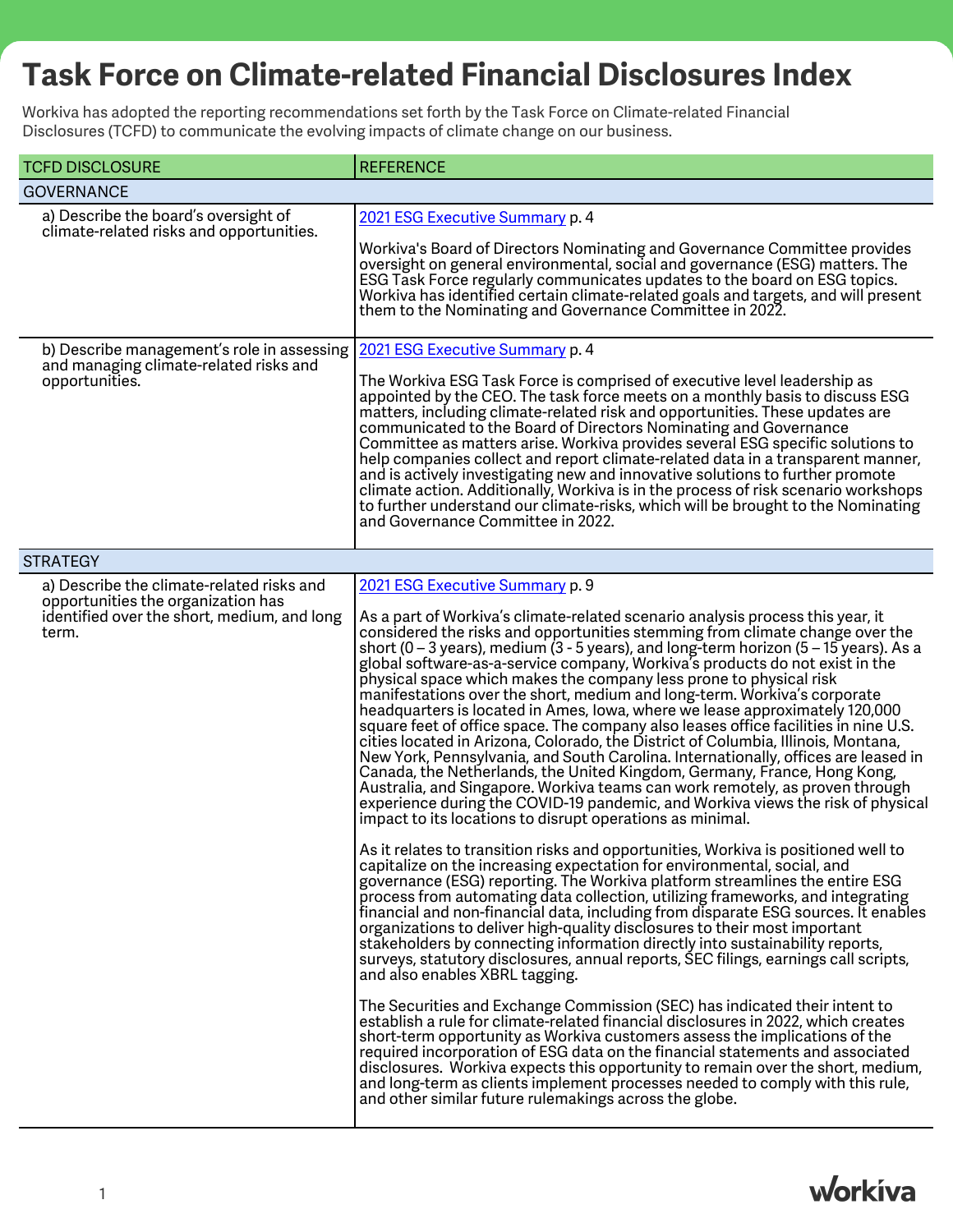# Task Force on Climate-related Financial Disclosures Index

Workiva has adopted the reporting recommendations set forth by the Task Force on Climate-related Financial Disclosures (TCFD) to communicate the evolving impacts of climate change on our business.

| TCFD DISCLOSURE | REFERENCE |
|---|---|
| **GOVERNANCE** | |
| a) Describe the board's oversight of climate-related risks and opportunities. | [2021 ESG Executive Summary] p. 4<br><br>Workiva's Board of Directors Nominating and Governance Committee provides oversight on general environmental, social and governance (ESG) matters. The ESG Task Force regularly communicates updates to the board on ESG topics. Workiva has identified certain climate-related goals and targets, and will present them to the Nominating and Governance Committee in 2022. |
| b) Describe management's role in assessing and managing climate-related risks and opportunities. | [2021 ESG Executive Summary] p. 4<br><br>The Workiva ESG Task Force is comprised of executive level leadership as appointed by the CEO. The task force meets on a monthly basis to discuss ESG matters, including climate-related risk and opportunities. These updates are communicated to the Board of Directors Nominating and Governance Committee as matters arise. Workiva provides several ESG specific solutions to help companies collect and report climate-related data in a transparent manner, and is actively investigating new and innovative solutions to further promote climate action. Additionally, Workiva is in the process of risk scenario workshops to further understand our climate-risks, which will be brought to the Nominating and Governance Committee in 2022. |
| **STRATEGY** | |
| a) Describe the climate-related risks and opportunities the organization has identified over the short, medium, and long term. | [2021 ESG Executive Summary] p. 9<br><br>As a part of Workiva's climate-related scenario analysis process this year, it considered the risks and opportunities stemming from climate change over the short (0 – 3 years), medium (3 - 5 years), and long-term horizon (5 – 15 years). As a global software-as-a-service company, Workiva's products do not exist in the physical space which makes the company less prone to physical risk manifestations over the short, medium and long-term. Workiva's corporate headquarters is located in Ames, Iowa, where we lease approximately 120,000 square feet of office space. The company also leases office facilities in nine U.S. cities located in Arizona, Colorado, the District of Columbia, Illinois, Montana, New York, Pennsylvania, and South Carolina. Internationally, offices are leased in Canada, the Netherlands, the United Kingdom, Germany, France, Hong Kong, Australia, and Singapore. Workiva teams can work remotely, as proven through experience during the COVID-19 pandemic, and Workiva views the risk of physical impact to its locations to disrupt operations as minimal.<br><br>As it relates to transition risks and opportunities, Workiva is positioned well to capitalize on the increasing expectation for environmental, social, and governance (ESG) reporting. The Workiva platform streamlines the entire ESG process from automating data collection, utilizing frameworks, and integrating financial and non-financial data, including from disparate ESG sources. It enables organizations to deliver high-quality disclosures to their most important stakeholders by connecting information directly into sustainability reports, surveys, statutory disclosures, annual reports, SEC filings, earnings call scripts, and also enables XBRL tagging.<br><br>The Securities and Exchange Commission (SEC) has indicated their intent to establish a rule for climate-related financial disclosures in 2022, which creates short-term opportunity as Workiva customers assess the implications of the required incorporation of ESG data on the financial statements and associated disclosures. Workiva expects this opportunity to remain over the short, medium, and long-term as clients implement processes needed to comply with this rule, and other similar future rulemakings across the globe. |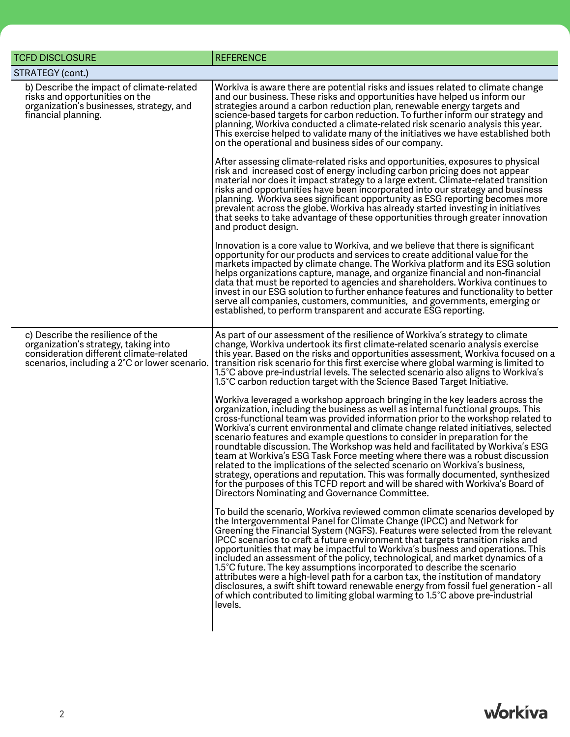| TCFD DISCLOSURE | REFERENCE |
|---|---|
| STRATEGY (cont.) | |
| b) Describe the impact of climate-related risks and opportunities on the organization's businesses, strategy, and financial planning. | Workiva is aware there are potential risks and issues related to climate change and our business. These risks and opportunities have helped us inform our strategies around a carbon reduction plan, renewable energy targets and science-based targets for carbon reduction. To further inform our strategy and planning, Workiva conducted a climate-related risk scenario analysis this year. This exercise helped to validate many of the initiatives we have established both on the operational and business sides of our company.<br><br>After assessing climate-related risks and opportunities, exposures to physical risk and increased cost of energy including carbon pricing does not appear material nor does it impact strategy to a large extent. Climate-related transition risks and opportunities have been incorporated into our strategy and business planning. Workiva sees significant opportunity as ESG reporting becomes more prevalent across the globe. Workiva has already started investing in initiatives that seeks to take advantage of these opportunities through greater innovation and product design.<br><br>Innovation is a core value to Workiva, and we believe that there is significant opportunity for our products and services to create additional value for the markets impacted by climate change. The Workiva platform and its ESG solution helps organizations capture, manage, and organize financial and non-financial data that must be reported to agencies and shareholders. Workiva continues to invest in our ESG solution to further enhance features and functionality to better serve all companies, customers, communities, and governments, emerging or established, to perform transparent and accurate ESG reporting. |
| c) Describe the resilience of the organization's strategy, taking into consideration different climate-related scenarios, including a 2˚C or lower scenario. | As part of our assessment of the resilience of Workiva's strategy to climate change, Workiva undertook its first climate-related scenario analysis exercise this year. Based on the risks and opportunities assessment, Workiva focused on a transition risk scenario for this first exercise where global warming is limited to 1.5˚C above pre-industrial levels. The selected scenario also aligns to Workiva's 1.5˚C carbon reduction target with the Science Based Target Initiative.<br><br>Workiva leveraged a workshop approach bringing in the key leaders across the organization, including the business as well as internal functional groups. This cross-functional team was provided information prior to the workshop related to Workiva's current environmental and climate change related initiatives, selected scenario features and example questions to consider in preparation for the roundtable discussion. The Workshop was held and facilitated by Workiva's ESG team at Workiva's ESG Task Force meeting where there was a robust discussion related to the implications of the selected scenario on Workiva's business, strategy, operations and reputation. This was formally documented, synthesized for the purposes of this TCFD report and will be shared with Workiva's Board of Directors Nominating and Governance Committee.<br><br>To build the scenario, Workiva reviewed common climate scenarios developed by the Intergovernmental Panel for Climate Change (IPCC) and Network for Greening the Financial System (NGFS). Features were selected from the relevant IPCC scenarios to craft a future environment that targets transition risks and opportunities that may be impactful to Workiva's business and operations. This included an assessment of the policy, technological, and market dynamics of a 1.5˚C future. The key assumptions incorporated to describe the scenario attributes were a high-level path for a carbon tax, the institution of mandatory disclosures, a swift shift toward renewable energy from fossil fuel generation - all of which contributed to limiting global warming to 1.5˚C above pre-industrial levels. |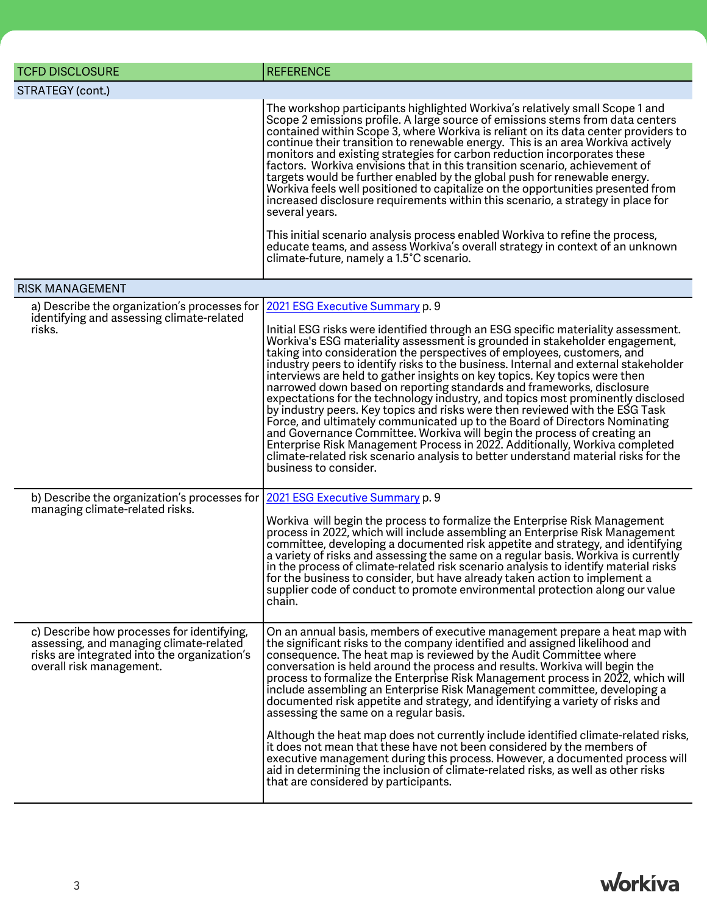| TCFD DISCLOSURE | REFERENCE |
| --- | --- |
| STRATEGY (cont.) | |
| | The workshop participants highlighted Workiva's relatively small Scope 1 and Scope 2 emissions profile. A large source of emissions stems from data centers contained within Scope 3, where Workiva is reliant on its data center providers to continue their transition to renewable energy. This is an area Workiva actively monitors and existing strategies for carbon reduction incorporates these factors. Workiva envisions that in this transition scenario, achievement of targets would be further enabled by the global push for renewable energy. Workiva feels well positioned to capitalize on the opportunities presented from increased disclosure requirements within this scenario, a strategy in place for several years.<br><br>This initial scenario analysis process enabled Workiva to refine the process, educate teams, and assess Workiva's overall strategy in context of an unknown climate-future, namely a 1.5°C scenario. |
| RISK MANAGEMENT | |
| a) Describe the organization's processes for identifying and assessing climate-related risks. | 2021 ESG Executive Summary p. 9<br><br>Initial ESG risks were identified through an ESG specific materiality assessment. Workiva's ESG materiality assessment is grounded in stakeholder engagement, taking into consideration the perspectives of employees, customers, and industry peers to identify risks to the business. Internal and external stakeholder interviews are held to gather insights on key topics. Key topics were then narrowed down based on reporting standards and frameworks, disclosure expectations for the technology industry, and topics most prominently disclosed by industry peers. Key topics and risks were then reviewed with the ESG Task Force, and ultimately communicated up to the Board of Directors Nominating and Governance Committee. Workiva will begin the process of creating an Enterprise Risk Management Process in 2022. Additionally, Workiva completed climate-related risk scenario analysis to better understand material risks for the business to consider. |
| b) Describe the organization's processes for managing climate-related risks. | 2021 ESG Executive Summary p. 9<br><br>Workiva will begin the process to formalize the Enterprise Risk Management process in 2022, which will include assembling an Enterprise Risk Management committee, developing a documented risk appetite and strategy, and identifying a variety of risks and assessing the same on a regular basis. Workiva is currently in the process of climate-related risk scenario analysis to identify material risks for the business to consider, but have already taken action to implement a supplier code of conduct to promote environmental protection along our value chain. |
| c) Describe how processes for identifying, assessing, and managing climate-related risks are integrated into the organization's overall risk management. | On an annual basis, members of executive management prepare a heat map with the significant risks to the company identified and assigned likelihood and consequence. The heat map is reviewed by the Audit Committee where conversation is held around the process and results. Workiva will begin the process to formalize the Enterprise Risk Management process in 2022, which will include assembling an Enterprise Risk Management committee, developing a documented risk appetite and strategy, and identifying a variety of risks and assessing the same on a regular basis.<br><br>Although the heat map does not currently include identified climate-related risks, it does not mean that these have not been considered by the members of executive management during this process. However, a documented process will aid in determining the inclusion of climate-related risks, as well as other risks that are considered by participants. |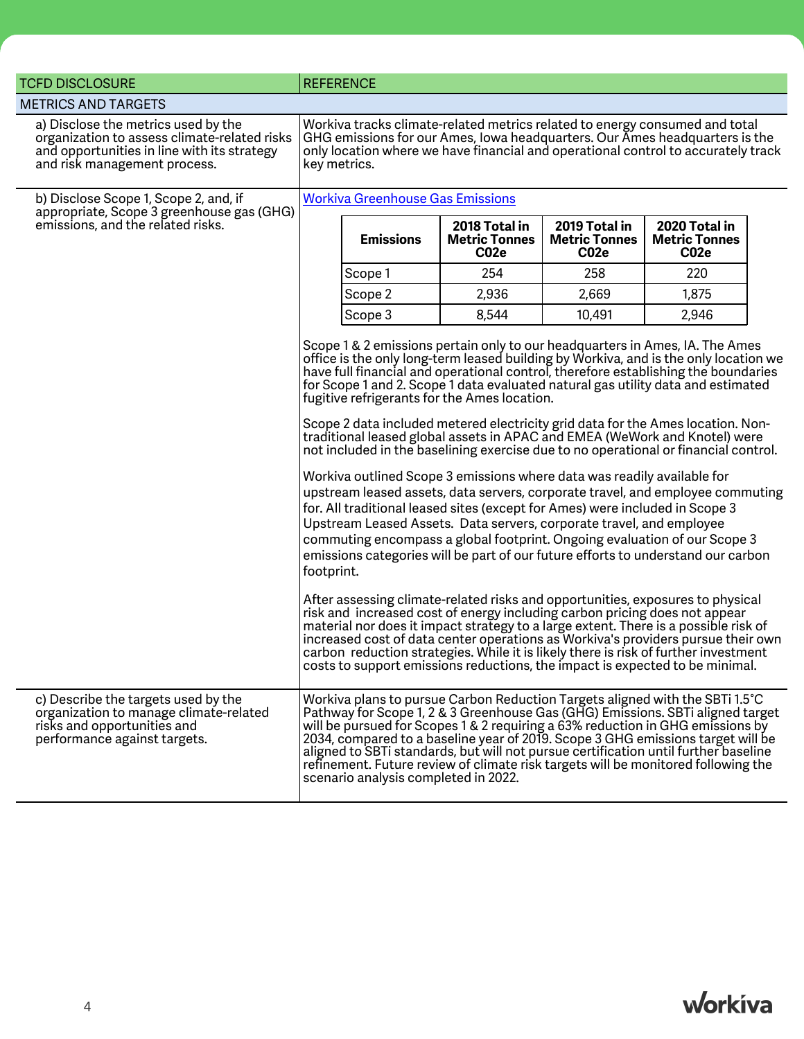| TCFD DISCLOSURE | REFERENCE |
|---|---|
| METRICS AND TARGETS | |
| a) Disclose the metrics used by the organization to assess climate-related risks and opportunities in line with its strategy and risk management process. | Workiva tracks climate-related metrics related to energy consumed and total GHG emissions for our Ames, Iowa headquarters. Our Ames headquarters is the only location where we have financial and operational control to accurately track key metrics. |
| b) Disclose Scope 1, Scope 2, and, if appropriate, Scope 3 greenhouse gas (GHG) emissions, and the related risks. | Workiva Greenhouse Gas Emissions (see table below) |
| c) Describe the targets used by the organization to manage climate-related risks and opportunities and performance against targets. | Workiva plans to pursue Carbon Reduction Targets aligned with the SBTi 1.5°C Pathway for Scope 1, 2 & 3 Greenhouse Gas (GHG) Emissions. SBTi aligned target will be pursued for Scopes 1 & 2 requiring a 63% reduction in GHG emissions by 2034, compared to a baseline year of 2019. Scope 3 GHG emissions target will be aligned to SBTi standards, but will not pursue certification until further baseline refinement. Future review of climate risk targets will be monitored following the scenario analysis completed in 2022. |

[Workiva Greenhouse Gas Emissions]

| Emissions | 2018 Total in Metric Tonnes C02e | 2019 Total in Metric Tonnes C02e | 2020 Total in Metric Tonnes C02e |
|---|---|---|---|
| Scope 1 | 254 | 258 | 220 |
| Scope 2 | 2,936 | 2,669 | 1,875 |
| Scope 3 | 8,544 | 10,491 | 2,946 |

Scope 1 & 2 emissions pertain only to our headquarters in Ames, IA. The Ames office is the only long-term leased building by Workiva, and is the only location we have full financial and operational control, therefore establishing the boundaries for Scope 1 and 2. Scope 1 data evaluated natural gas utility data and estimated fugitive refrigerants for the Ames location.

Scope 2 data included metered electricity grid data for the Ames location. Non-traditional leased global assets in APAC and EMEA (WeWork and Knotel) were not included in the baselining exercise due to no operational or financial control.

Workiva outlined Scope 3 emissions where data was readily available for upstream leased assets, data servers, corporate travel, and employee commuting for. All traditional leased sites (except for Ames) were included in Scope 3 Upstream Leased Assets. Data servers, corporate travel, and employee commuting encompass a global footprint. Ongoing evaluation of our Scope 3 emissions categories will be part of our future efforts to understand our carbon footprint.

After assessing climate-related risks and opportunities, exposures to physical risk and increased cost of energy including carbon pricing does not appear material nor does it impact strategy to a large extent. There is a possible risk of increased cost of data center operations as Workiva's providers pursue their own carbon reduction strategies. While it is likely there is risk of further investment costs to support emissions reductions, the impact is expected to be minimal.